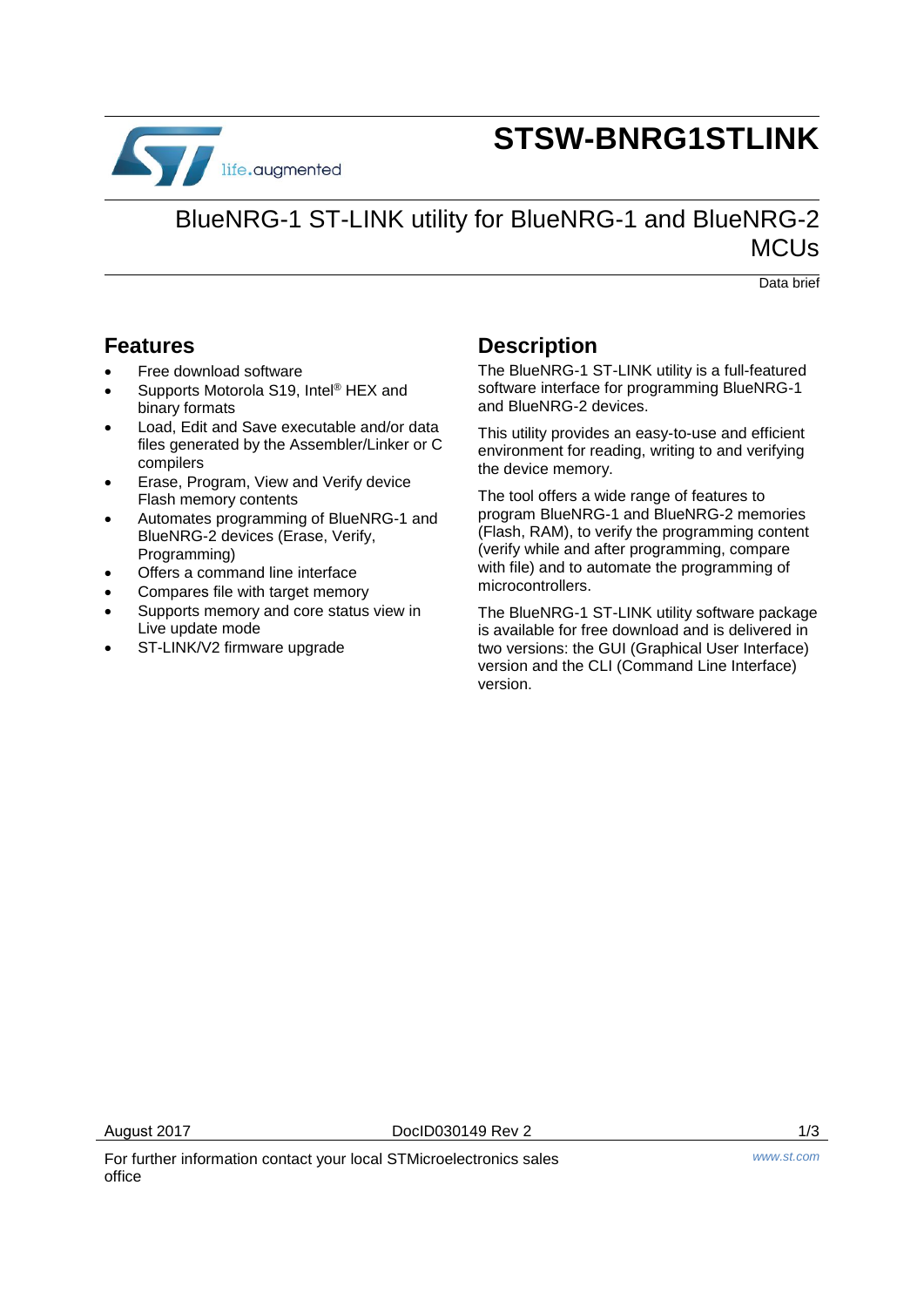# STSW-BNRG1STLINK

## BlueNRG-1 ST-LINK utility for BlueNRG-1 and BlueNRG-2 MCUs

Data brief

## Features

- Free download software
- Supports Motorola S19, Intel® HEX and binary formats
- Load, Edit and Save executable and/or data files generated by the Assembler/Linker or C compilers
- Erase, Program, View and Verify device Flash memory contents
- Automates programming of BlueNRG-1 and BlueNRG-2 devices (Erase, Verify, Programming)
- Offers a command line interface
- Compares file with target memory
- Supports memory and core status view in Live update mode
- ST-LINK/V2 firmware upgrade

## Description

The BlueNRG-1 ST-LINK utility is a full-featured software interface for programming BlueNRG-1 and BlueNRG-2 devices.

This utility provides an easy-to-use and efficient environment for reading, writing to and verifying the device memory.

The tool offers a wide range of features to program BlueNRG-1 and BlueNRG-2 memories (Flash, RAM), to verify the programming content (verify while and after programming, compare with file) and to automate the programming of microcontrollers.

The BlueNRG-1 ST-LINK utility software package is available for free download and is delivered in two versions: the GUI (Graphical User Interface) version and the CLI (Command Line Interface) version.

August 2017 DocID030149 Rev 2

For further information contact your local STMicroelectronics sales office

www.st.com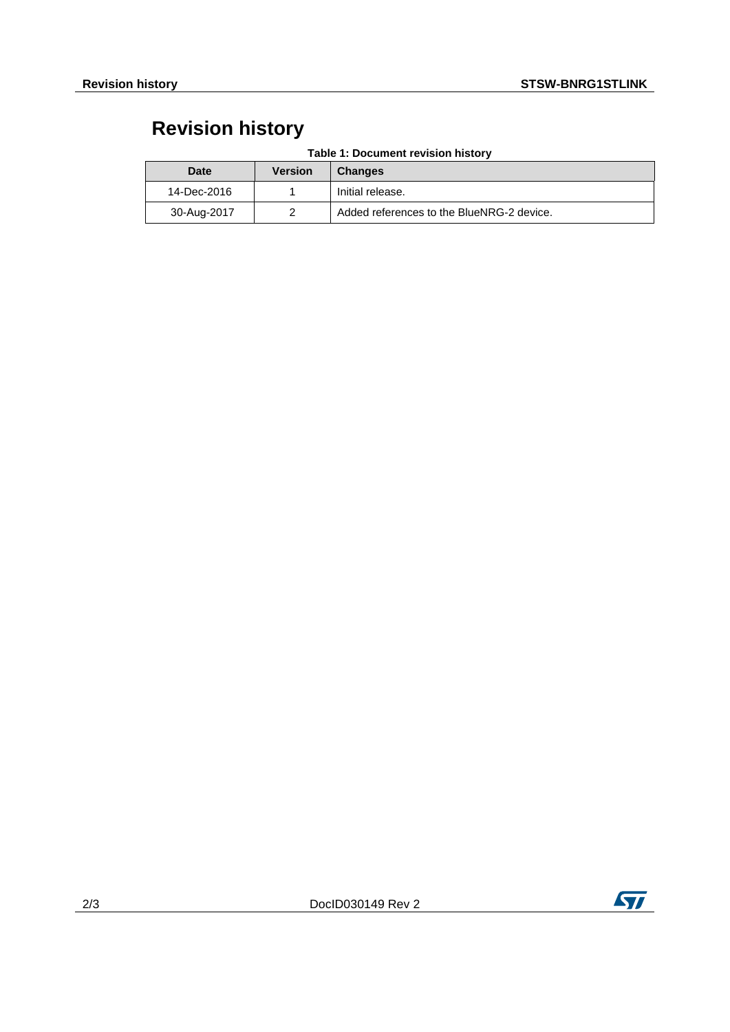# Revision history

Table 1: Document revision history

| Date | Version | Changes |
| --- | --- | --- |
| 14-Dec-2016 | 1 | Initial release. |
| 30-Aug-2017 | 2 | Added references to the BlueNRG-2 device. |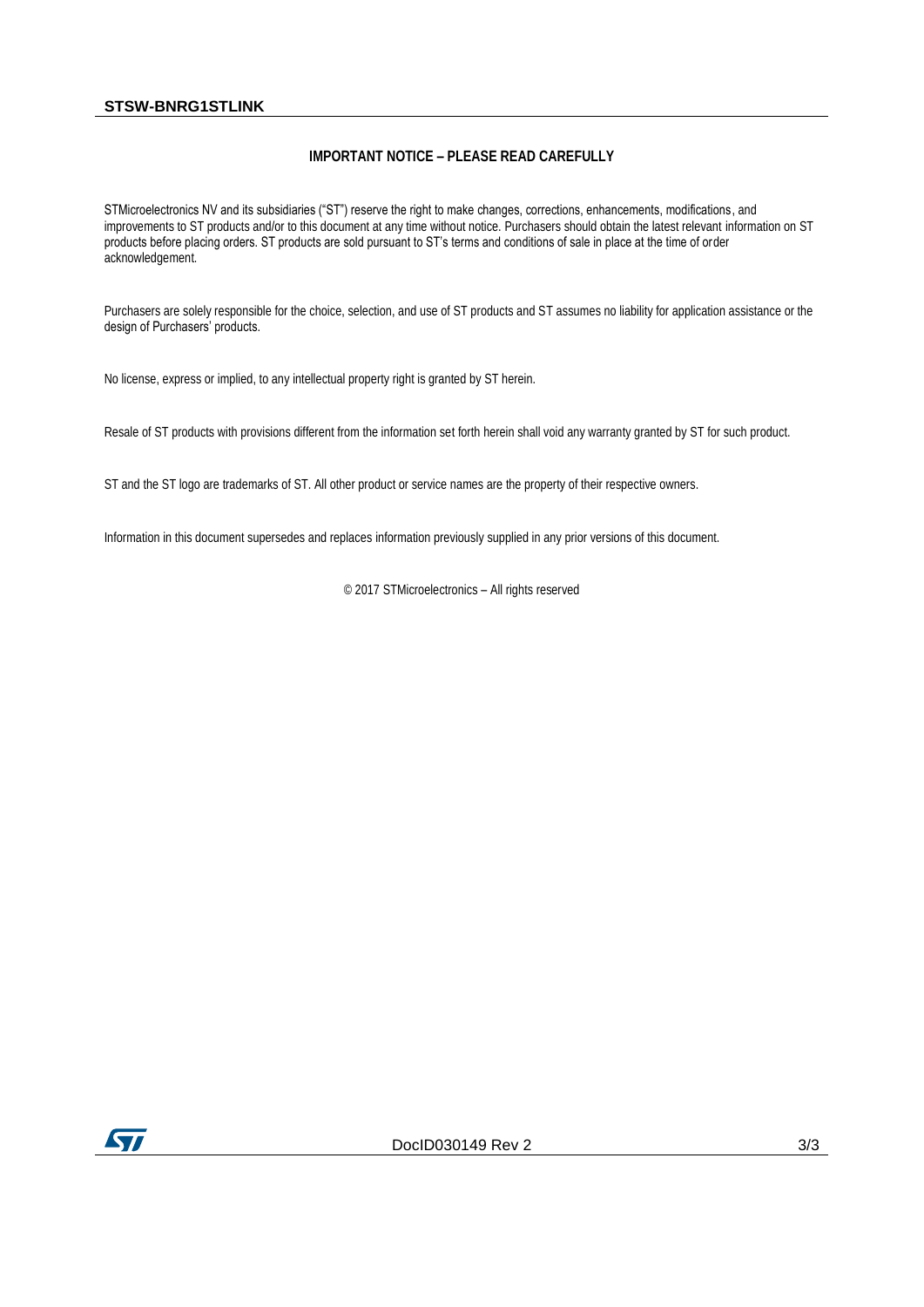**IMPORTANT NOTICE – PLEASE READ CAREFULLY**

STMicroelectronics NV and its subsidiaries ("ST") reserve the right to make changes, corrections, enhancements, modifications, and improvements to ST products and/or to this document at any time without notice. Purchasers should obtain the latest relevant information on ST products before placing orders. ST products are sold pursuant to ST's terms and conditions of sale in place at the time of order acknowledgement.

Purchasers are solely responsible for the choice, selection, and use of ST products and ST assumes no liability for application assistance or the design of Purchasers' products.

No license, express or implied, to any intellectual property right is granted by ST herein.

Resale of ST products with provisions different from the information set forth herein shall void any warranty granted by ST for such product.

ST and the ST logo are trademarks of ST. All other product or service names are the property of their respective owners.

Information in this document supersedes and replaces information previously supplied in any prior versions of this document.

© 2017 STMicroelectronics – All rights reserved